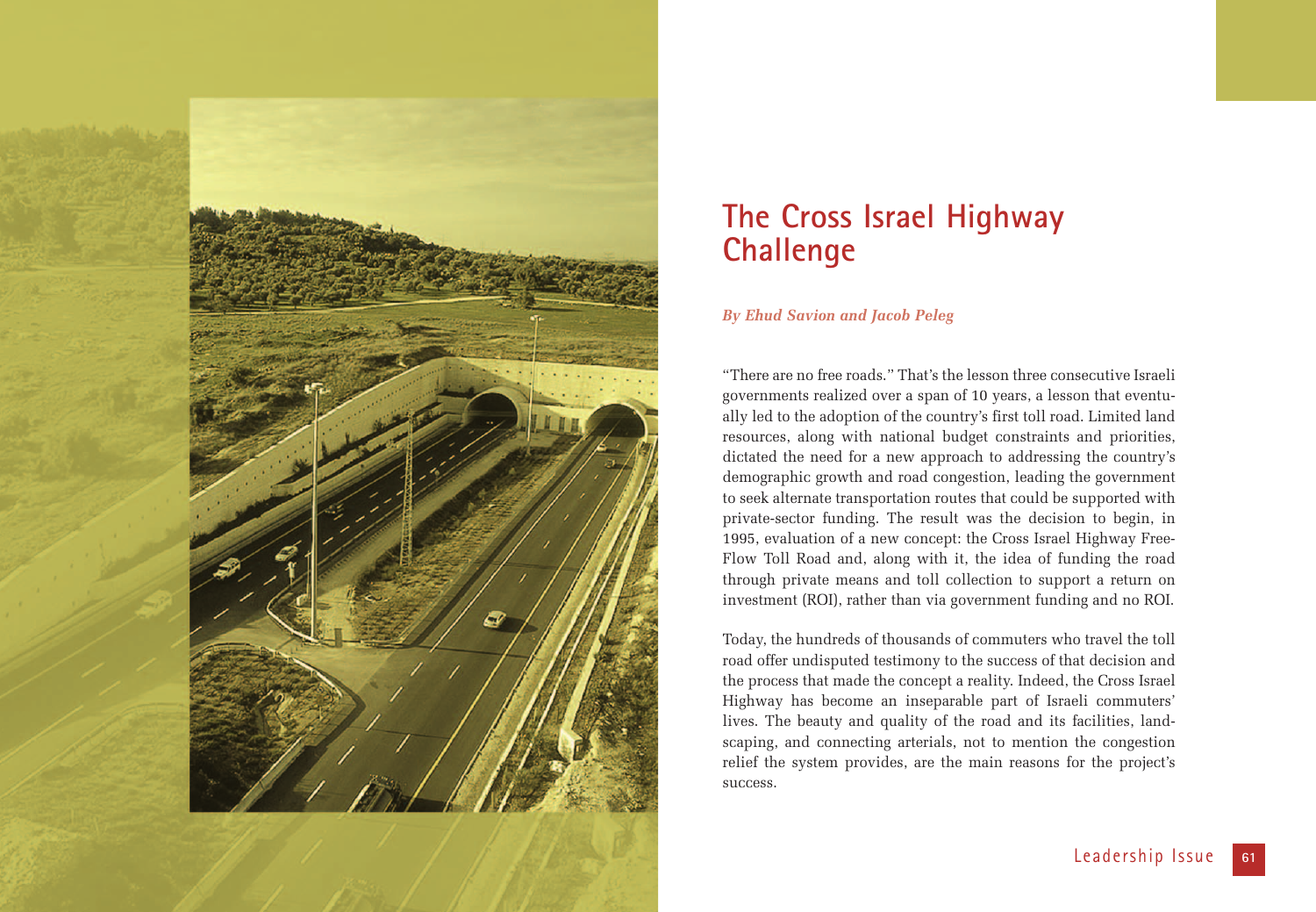# The Cross Israel Highway Challenge

*By Ehud Savion and Jacob Peleg*

"There are no free roads." That's the lesson three consecutive Israeli governments realized over a span of 10 years, a lesson that eventually led to the adoption of the country's first toll road. Limited land resources, along with national budget constraints and priorities, dictated the need for a new approach to addressing the country's demographic growth and road congestion, leading the government to seek alternate transportation routes that could be supported with private-sector funding. The result was the decision to begin, in 1995, evaluation of a new concept: the Cross Israel Highway Free-Flow Toll Road and, along with it, the idea of funding the road through private means and toll collection to support a return on investment (ROI), rather than via government funding and no ROI.

Today, the hundreds of thousands of commuters who travel the toll road offer undisputed testimony to the success of that decision and the process that made the concept a reality. Indeed, the Cross Israel Highway has become an inseparable part of Israeli commuters' lives. The beauty and quality of the road and its facilities, landscaping, and connecting arterials, not to mention the congestion relief the system provides, are the main reasons for the project's success.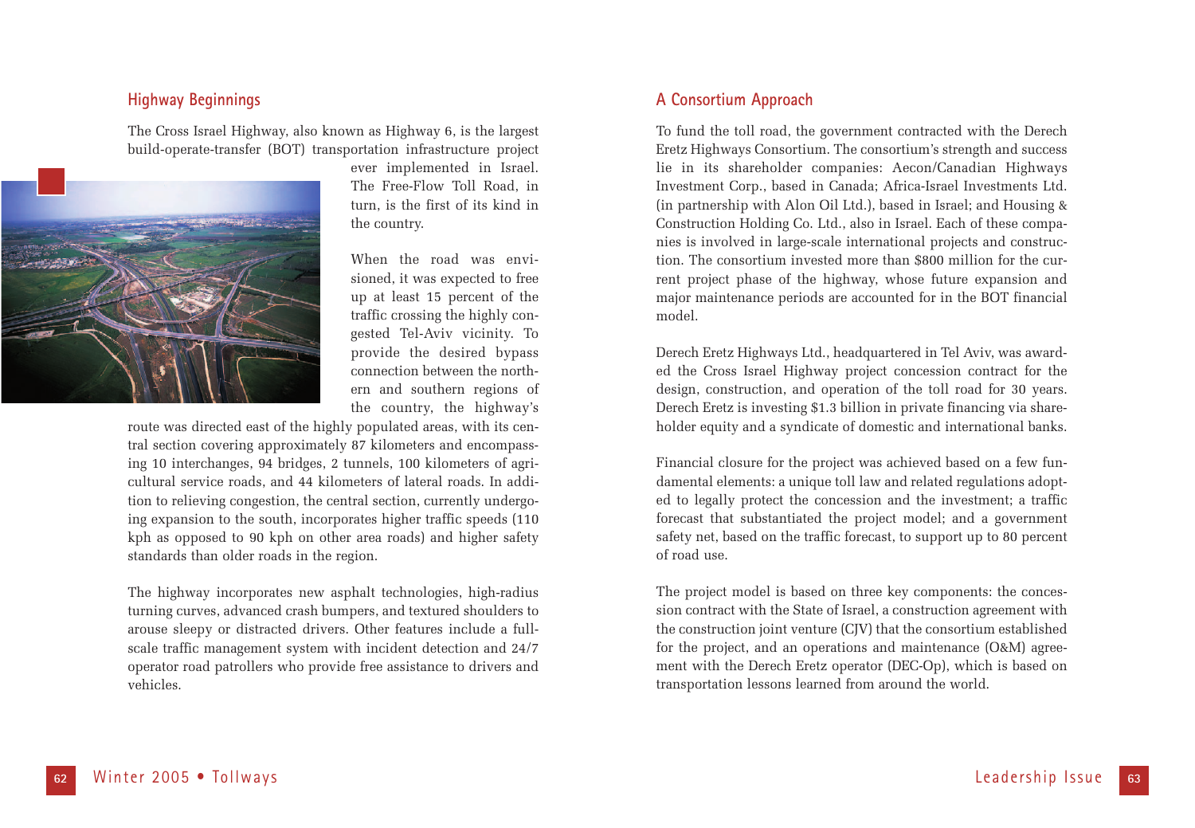## Highway Beginnings

The Cross Israel Highway, also known as Highway 6, is the largest build-operate-transfer (BOT) transportation infrastructure project ever implemented in Israel. The Free-Flow Toll Road, in turn, is the first of its kind in the country.

When the road was envisioned, it was expected to free up at least 15 percent of the traffic crossing the highly congested Tel-Aviv vicinity. To provide the desired bypass connection between the northern and southern regions of the country, the highway's route was directed east of the highly populated areas, with its central section covering approximately 87 kilometers and encompassing 10 interchanges, 94 bridges, 2 tunnels, 100 kilometers of agricultural service roads, and 44 kilometers of lateral roads. In addition to relieving congestion, the central section, currently undergoing expansion to the south, incorporates higher traffic speeds (110 kph as opposed to 90 kph on other area roads) and higher safety standards than older roads in the region.

The highway incorporates new asphalt technologies, high-radius turning curves, advanced crash bumpers, and textured shoulders to arouse sleepy or distracted drivers. Other features include a full-scale traffic management system with incident detection and 24/7 operator road patrollers who provide free assistance to drivers and vehicles.

## A Consortium Approach

To fund the toll road, the government contracted with the Derech Eretz Highways Consortium. The consortium's strength and success lie in its shareholder companies: Aecon/Canadian Highways Investment Corp., based in Canada; Africa-Israel Investments Ltd. (in partnership with Alon Oil Ltd.), based in Israel; and Housing & Construction Holding Co. Ltd., also in Israel. Each of these companies is involved in large-scale international projects and construction. The consortium invested more than $800 million for the current project phase of the highway, whose future expansion and major maintenance periods are accounted for in the BOT financial model.

Derech Eretz Highways Ltd., headquartered in Tel Aviv, was awarded the Cross Israel Highway project concession contract for the design, construction, and operation of the toll road for 30 years. Derech Eretz is investing $1.3 billion in private financing via shareholder equity and a syndicate of domestic and international banks.

Financial closure for the project was achieved based on a few fundamental elements: a unique toll law and related regulations adopted to legally protect the concession and the investment; a traffic forecast that substantiated the project model; and a government safety net, based on the traffic forecast, to support up to 80 percent of road use.

The project model is based on three key components: the concession contract with the State of Israel, a construction agreement with the construction joint venture (CJV) that the consortium established for the project, and an operations and maintenance (O&M) agreement with the Derech Eretz operator (DEC-Op), which is based on transportation lessons learned from around the world.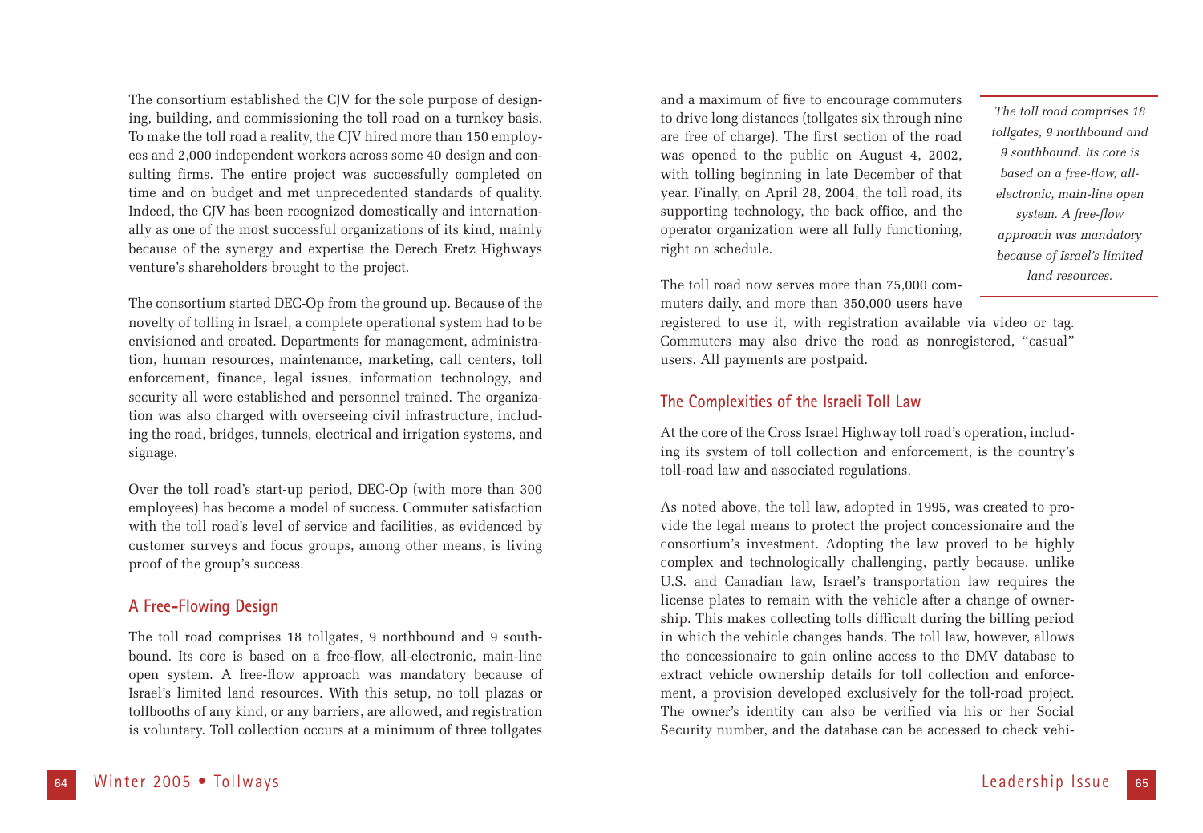The consortium established the CJV for the sole purpose of designing, building, and commissioning the toll road on a turnkey basis. To make the toll road a reality, the CJV hired more than 150 employees and 2,000 independent workers across some 40 design and consulting firms. The entire project was successfully completed on time and on budget and met unprecedented standards of quality. Indeed, the CJV has been recognized domestically and internationally as one of the most successful organizations of its kind, mainly because of the synergy and expertise the Derech Eretz Highways venture's shareholders brought to the project.

The consortium started DEC-Op from the ground up. Because of the novelty of tolling in Israel, a complete operational system had to be envisioned and created. Departments for management, administration, human resources, maintenance, marketing, call centers, toll enforcement, finance, legal issues, information technology, and security all were established and personnel trained. The organization was also charged with overseeing civil infrastructure, including the road, bridges, tunnels, electrical and irrigation systems, and signage.

Over the toll road's start-up period, DEC-Op (with more than 300 employees) has become a model of success. Commuter satisfaction with the toll road's level of service and facilities, as evidenced by customer surveys and focus groups, among other means, is living proof of the group's success.

## A Free-Flowing Design

The toll road comprises 18 tollgates, 9 northbound and 9 southbound. Its core is based on a free-flow, all-electronic, main-line open system. A free-flow approach was mandatory because of Israel's limited land resources. With this setup, no toll plazas or tollbooths of any kind, or any barriers, are allowed, and registration is voluntary. Toll collection occurs at a minimum of three tollgates and a maximum of five to encourage commuters to drive long distances (tollgates six through nine are free of charge). The first section of the road was opened to the public on August 4, 2002, with tolling beginning in late December of that year. Finally, on April 28, 2004, the toll road, its supporting technology, the back office, and the operator organization were all fully functioning, right on schedule.

*The toll road comprises 18 tollgates, 9 northbound and 9 southbound. Its core is based on a free-flow, all-electronic, main-line open system. A free-flow approach was mandatory because of Israel's limited land resources.*

The toll road now serves more than 75,000 commuters daily, and more than 350,000 users have registered to use it, with registration available via video or tag. Commuters may also drive the road as nonregistered, "casual" users. All payments are postpaid.

## The Complexities of the Israeli Toll Law

At the core of the Cross Israel Highway toll road's operation, including its system of toll collection and enforcement, is the country's toll-road law and associated regulations.

As noted above, the toll law, adopted in 1995, was created to provide the legal means to protect the project concessionaire and the consortium's investment. Adopting the law proved to be highly complex and technologically challenging, partly because, unlike U.S. and Canadian law, Israel's transportation law requires the license plates to remain with the vehicle after a change of ownership. This makes collecting tolls difficult during the billing period in which the vehicle changes hands. The toll law, however, allows the concessionaire to gain online access to the DMV database to extract vehicle ownership details for toll collection and enforcement, a provision developed exclusively for the toll-road project. The owner's identity can also be verified via his or her Social Security number, and the database can be accessed to check vehi-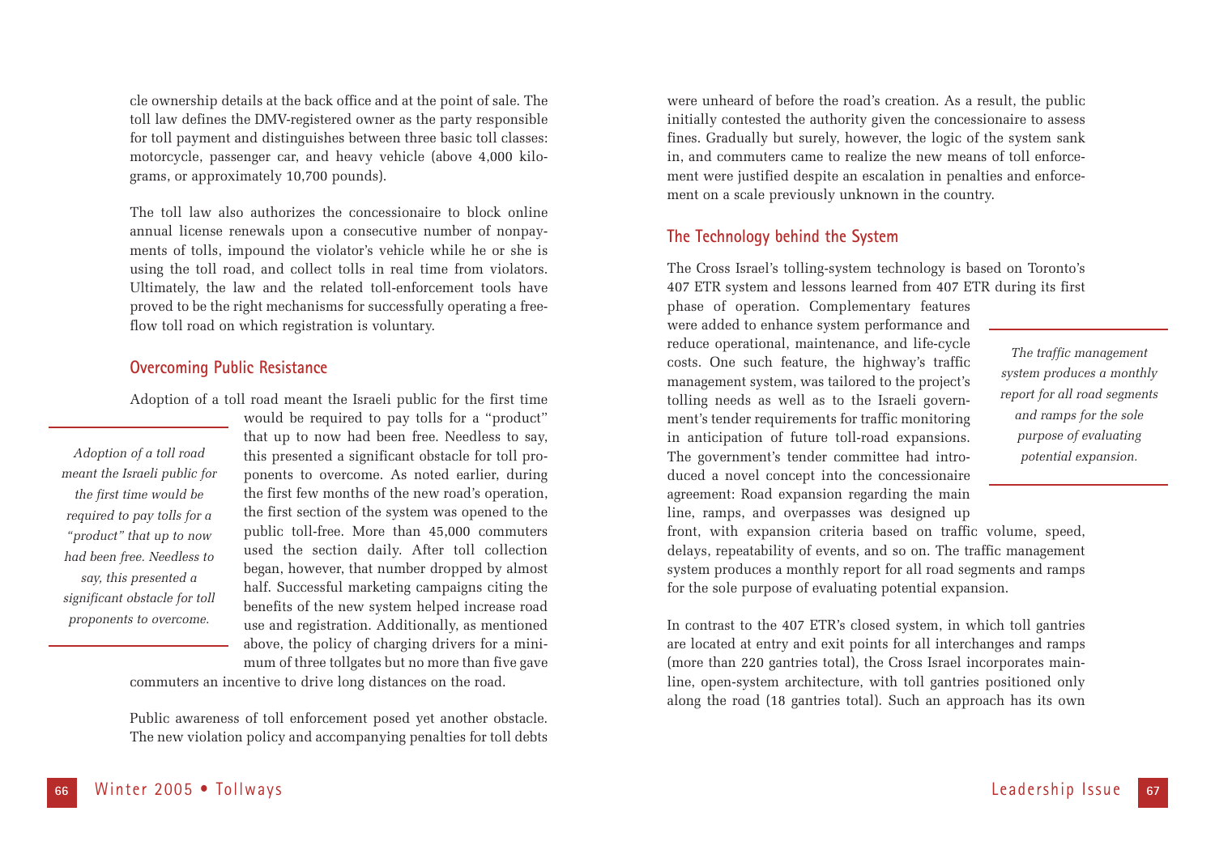cle ownership details at the back office and at the point of sale. The toll law defines the DMV-registered owner as the party responsible for toll payment and distinguishes between three basic toll classes: motorcycle, passenger car, and heavy vehicle (above 4,000 kilograms, or approximately 10,700 pounds).

The toll law also authorizes the concessionaire to block online annual license renewals upon a consecutive number of nonpayments of tolls, impound the violator's vehicle while he or she is using the toll road, and collect tolls in real time from violators. Ultimately, the law and the related toll-enforcement tools have proved to be the right mechanisms for successfully operating a free-flow toll road on which registration is voluntary.

## Overcoming Public Resistance

Adoption of a toll road meant the Israeli public for the first time would be required to pay tolls for a "product" that up to now had been free. Needless to say, this presented a significant obstacle for toll proponents to overcome. As noted earlier, during the first few months of the new road's operation, the first section of the system was opened to the public toll-free. More than 45,000 commuters used the section daily. After toll collection began, however, that number dropped by almost half. Successful marketing campaigns citing the benefits of the new system helped increase road use and registration. Additionally, as mentioned above, the policy of charging drivers for a minimum of three tollgates but no more than five gave commuters an incentive to drive long distances on the road.

*Adoption of a toll road meant the Israeli public for the first time would be required to pay tolls for a "product" that up to now had been free. Needless to say, this presented a significant obstacle for toll proponents to overcome.*

Public awareness of toll enforcement posed yet another obstacle. The new violation policy and accompanying penalties for toll debts were unheard of before the road's creation. As a result, the public initially contested the authority given the concessionaire to assess fines. Gradually but surely, however, the logic of the system sank in, and commuters came to realize the new means of toll enforcement were justified despite an escalation in penalties and enforcement on a scale previously unknown in the country.

## The Technology behind the System

The Cross Israel's tolling-system technology is based on Toronto's 407 ETR system and lessons learned from 407 ETR during its first phase of operation. Complementary features were added to enhance system performance and reduce operational, maintenance, and life-cycle costs. One such feature, the highway's traffic management system, was tailored to the project's tolling needs as well as to the Israeli government's tender requirements for traffic monitoring in anticipation of future toll-road expansions. The government's tender committee had introduced a novel concept into the concessionaire agreement: Road expansion regarding the main line, ramps, and overpasses was designed up front, with expansion criteria based on traffic volume, speed, delays, repeatability of events, and so on. The traffic management system produces a monthly report for all road segments and ramps for the sole purpose of evaluating potential expansion.

*The traffic management system produces a monthly report for all road segments and ramps for the sole purpose of evaluating potential expansion.*

In contrast to the 407 ETR's closed system, in which toll gantries are located at entry and exit points for all interchanges and ramps (more than 220 gantries total), the Cross Israel incorporates mainline, open-system architecture, with toll gantries positioned only along the road (18 gantries total). Such an approach has its own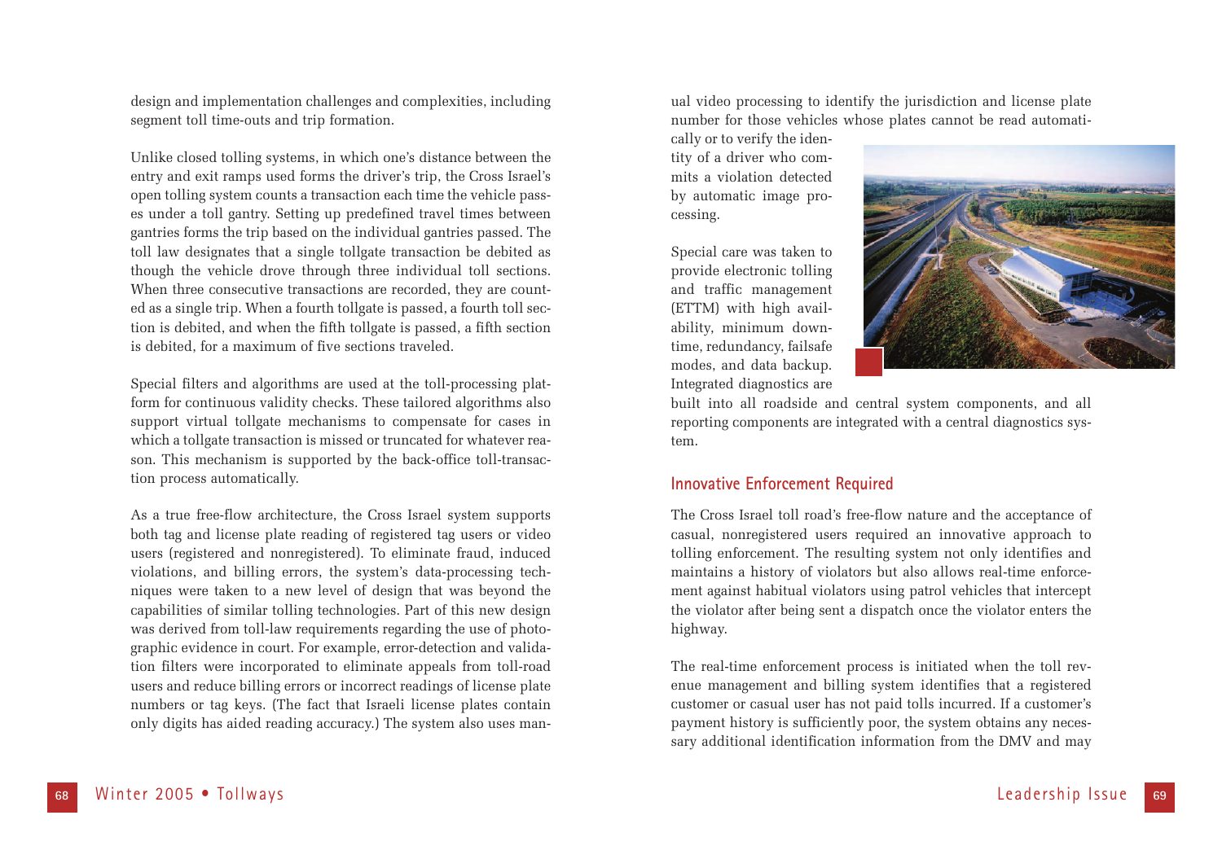design and implementation challenges and complexities, including segment toll time-outs and trip formation.

Unlike closed tolling systems, in which one's distance between the entry and exit ramps used forms the driver's trip, the Cross Israel's open tolling system counts a transaction each time the vehicle passes under a toll gantry. Setting up predefined travel times between gantries forms the trip based on the individual gantries passed. The toll law designates that a single tollgate transaction be debited as though the vehicle drove through three individual toll sections. When three consecutive transactions are recorded, they are counted as a single trip. When a fourth tollgate is passed, a fourth toll section is debited, and when the fifth tollgate is passed, a fifth section is debited, for a maximum of five sections traveled.

Special filters and algorithms are used at the toll-processing platform for continuous validity checks. These tailored algorithms also support virtual tollgate mechanisms to compensate for cases in which a tollgate transaction is missed or truncated for whatever reason. This mechanism is supported by the back-office toll-transaction process automatically.

As a true free-flow architecture, the Cross Israel system supports both tag and license plate reading of registered tag users or video users (registered and nonregistered). To eliminate fraud, induced violations, and billing errors, the system's data-processing techniques were taken to a new level of design that was beyond the capabilities of similar tolling technologies. Part of this new design was derived from toll-law requirements regarding the use of photographic evidence in court. For example, error-detection and validation filters were incorporated to eliminate appeals from toll-road users and reduce billing errors or incorrect readings of license plate numbers or tag keys. (The fact that Israeli license plates contain only digits has aided reading accuracy.) The system also uses manual video processing to identify the jurisdiction and license plate number for those vehicles whose plates cannot be read automatically or to verify the identity of a driver who commits a violation detected by automatic image processing.

Special care was taken to provide electronic tolling and traffic management (ETTM) with high availability, minimum downtime, redundancy, failsafe modes, and data backup. Integrated diagnostics are built into all roadside and central system components, and all reporting components are integrated with a central diagnostics system.

## Innovative Enforcement Required

The Cross Israel toll road's free-flow nature and the acceptance of casual, nonregistered users required an innovative approach to tolling enforcement. The resulting system not only identifies and maintains a history of violators but also allows real-time enforcement against habitual violators using patrol vehicles that intercept the violator after being sent a dispatch once the violator enters the highway.

The real-time enforcement process is initiated when the toll revenue management and billing system identifies that a registered customer or casual user has not paid tolls incurred. If a customer's payment history is sufficiently poor, the system obtains any necessary additional identification information from the DMV and may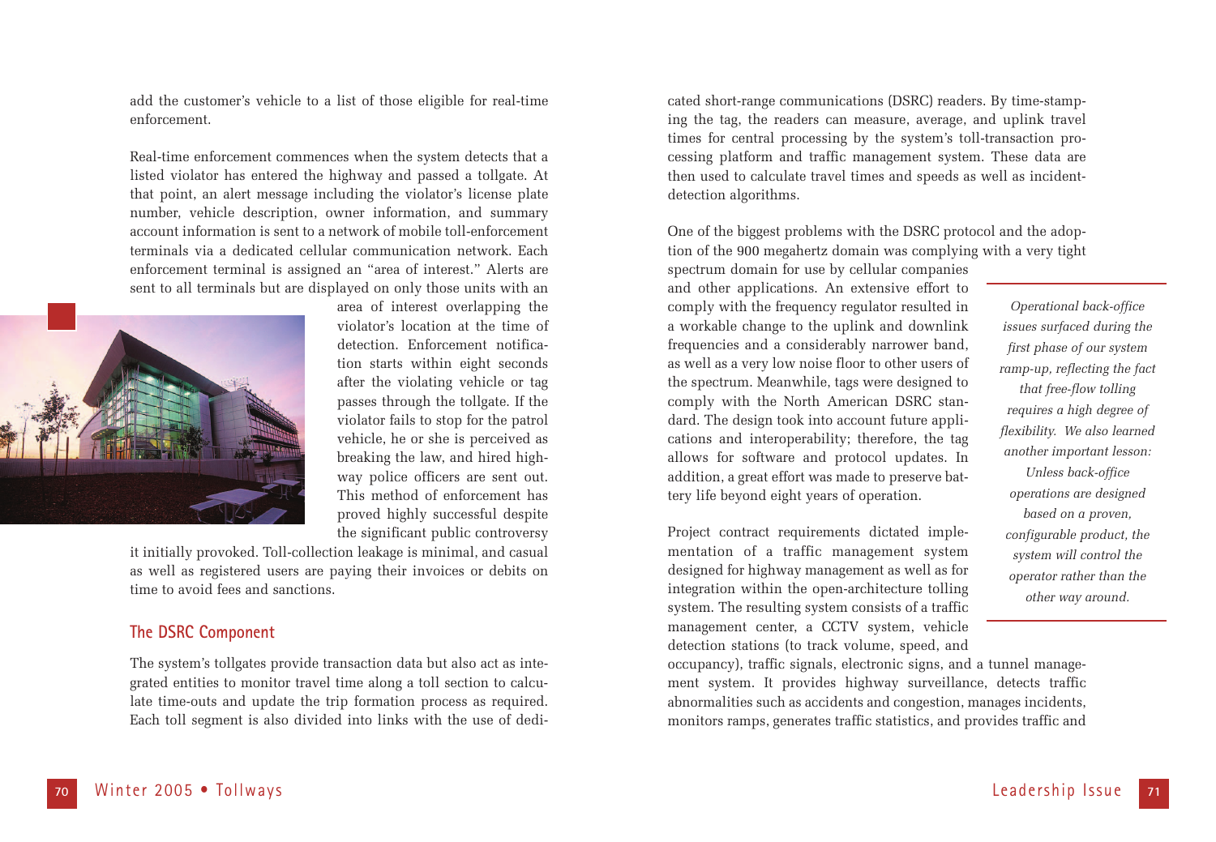add the customer's vehicle to a list of those eligible for real-time enforcement.

Real-time enforcement commences when the system detects that a listed violator has entered the highway and passed a tollgate. At that point, an alert message including the violator's license plate number, vehicle description, owner information, and summary account information is sent to a network of mobile toll-enforcement terminals via a dedicated cellular communication network. Each enforcement terminal is assigned an "area of interest." Alerts are sent to all terminals but are displayed on only those units with an area of interest overlapping the violator's location at the time of detection. Enforcement notification starts within eight seconds after the violating vehicle or tag passes through the tollgate. If the violator fails to stop for the patrol vehicle, he or she is perceived as breaking the law, and hired highway police officers are sent out. This method of enforcement has proved highly successful despite the significant public controversy it initially provoked. Toll-collection leakage is minimal, and casual as well as registered users are paying their invoices or debits on time to avoid fees and sanctions.

## The DSRC Component

The system's tollgates provide transaction data but also act as integrated entities to monitor travel time along a toll section to calculate time-outs and update the trip formation process as required. Each toll segment is also divided into links with the use of dedicated short-range communications (DSRC) readers. By time-stamping the tag, the readers can measure, average, and uplink travel times for central processing by the system's toll-transaction processing platform and traffic management system. These data are then used to calculate travel times and speeds as well as incident-detection algorithms.

One of the biggest problems with the DSRC protocol and the adoption of the 900 megahertz domain was complying with a very tight spectrum domain for use by cellular companies and other applications. An extensive effort to comply with the frequency regulator resulted in a workable change to the uplink and downlink frequencies and a considerably narrower band, as well as a very low noise floor to other users of the spectrum. Meanwhile, tags were designed to comply with the North American DSRC standard. The design took into account future applications and interoperability; therefore, the tag allows for software and protocol updates. In addition, a great effort was made to preserve battery life beyond eight years of operation.

*Operational back-office issues surfaced during the first phase of our system ramp-up, reflecting the fact that free-flow tolling requires a high degree of flexibility. We also learned another important lesson: Unless back-office operations are designed based on a proven, configurable product, the system will control the operator rather than the other way around.*

Project contract requirements dictated implementation of a traffic management system designed for highway management as well as for integration within the open-architecture tolling system. The resulting system consists of a traffic management center, a CCTV system, vehicle detection stations (to track volume, speed, and occupancy), traffic signals, electronic signs, and a tunnel management system. It provides highway surveillance, detects traffic abnormalities such as accidents and congestion, manages incidents, monitors ramps, generates traffic statistics, and provides traffic and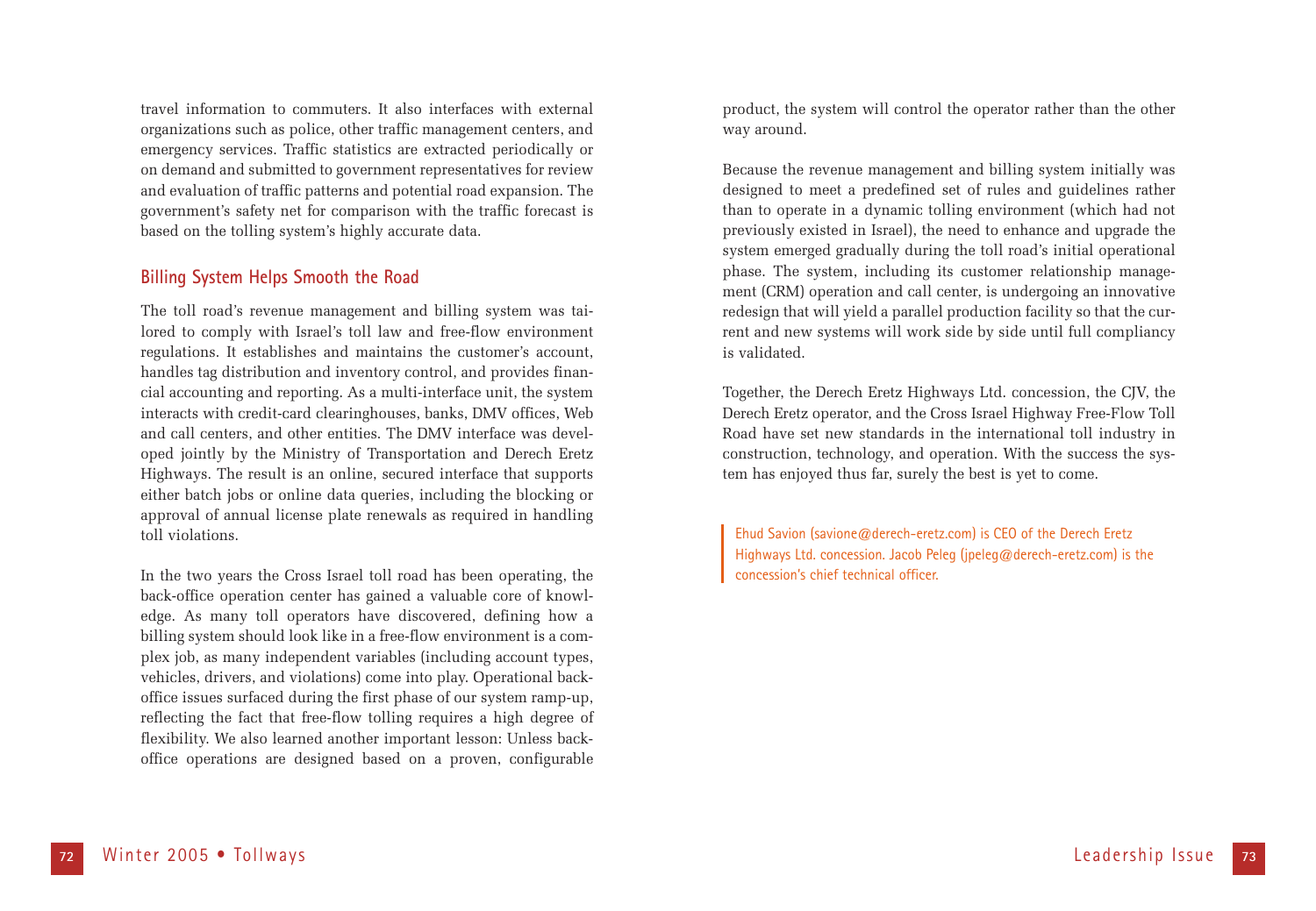travel information to commuters. It also interfaces with external organizations such as police, other traffic management centers, and emergency services. Traffic statistics are extracted periodically or on demand and submitted to government representatives for review and evaluation of traffic patterns and potential road expansion. The government's safety net for comparison with the traffic forecast is based on the tolling system's highly accurate data.

## Billing System Helps Smooth the Road

The toll road's revenue management and billing system was tailored to comply with Israel's toll law and free-flow environment regulations. It establishes and maintains the customer's account, handles tag distribution and inventory control, and provides financial accounting and reporting. As a multi-interface unit, the system interacts with credit-card clearinghouses, banks, DMV offices, Web and call centers, and other entities. The DMV interface was developed jointly by the Ministry of Transportation and Derech Eretz Highways. The result is an online, secured interface that supports either batch jobs or online data queries, including the blocking or approval of annual license plate renewals as required in handling toll violations.

In the two years the Cross Israel toll road has been operating, the back-office operation center has gained a valuable core of knowledge. As many toll operators have discovered, defining how a billing system should look like in a free-flow environment is a complex job, as many independent variables (including account types, vehicles, drivers, and violations) come into play. Operational back-office issues surfaced during the first phase of our system ramp-up, reflecting the fact that free-flow tolling requires a high degree of flexibility. We also learned another important lesson: Unless back-office operations are designed based on a proven, configurable product, the system will control the operator rather than the other way around.

Because the revenue management and billing system initially was designed to meet a predefined set of rules and guidelines rather than to operate in a dynamic tolling environment (which had not previously existed in Israel), the need to enhance and upgrade the system emerged gradually during the toll road's initial operational phase. The system, including its customer relationship management (CRM) operation and call center, is undergoing an innovative redesign that will yield a parallel production facility so that the current and new systems will work side by side until full compliancy is validated.

Together, the Derech Eretz Highways Ltd. concession, the CJV, the Derech Eretz operator, and the Cross Israel Highway Free-Flow Toll Road have set new standards in the international toll industry in construction, technology, and operation. With the success the system has enjoyed thus far, surely the best is yet to come.

> Ehud Savion (savione@derech-eretz.com) is CEO of the Derech Eretz Highways Ltd. concession. Jacob Peleg (jpeleg@derech-eretz.com) is the concession's chief technical officer.